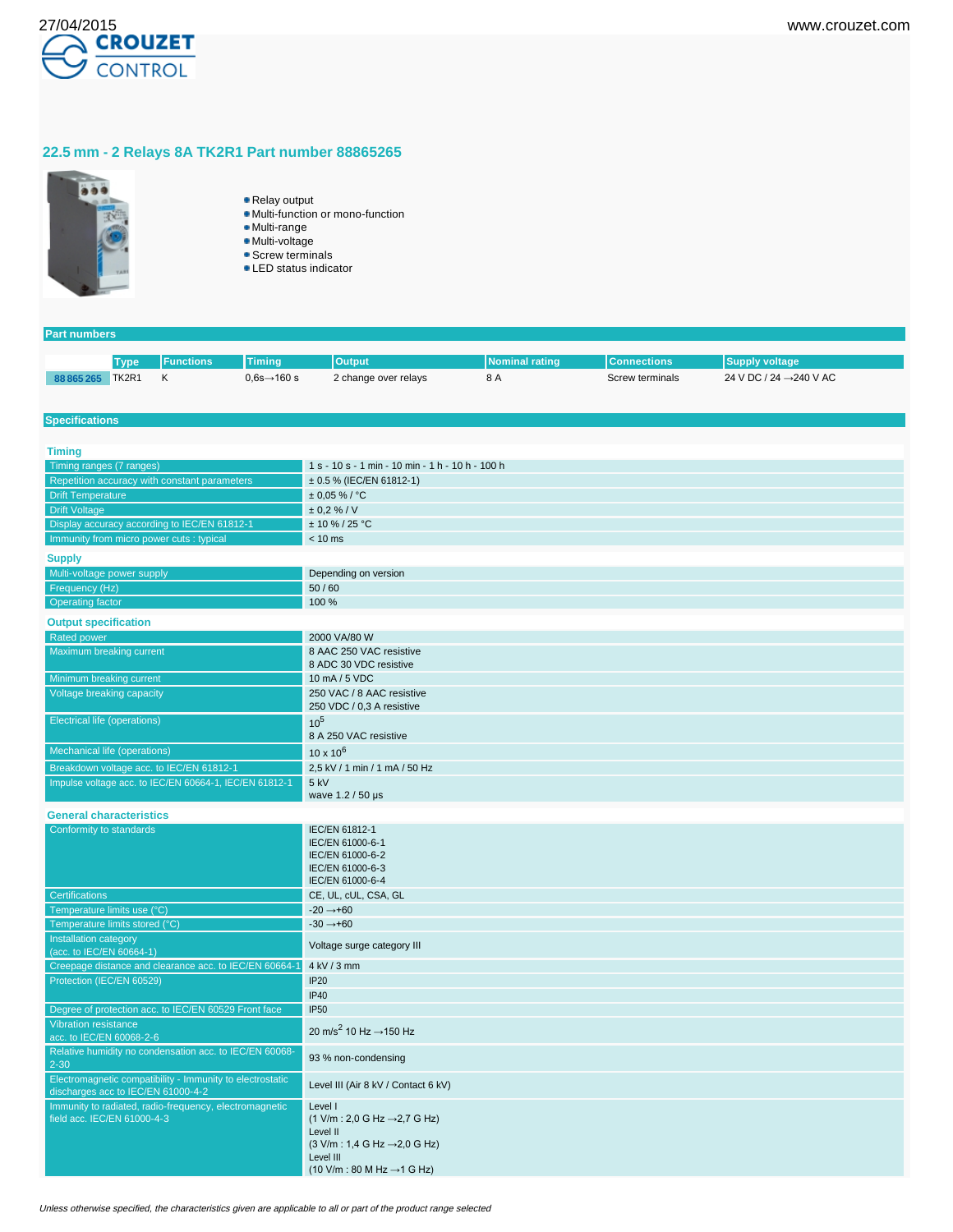27/04/2015

www.crouzet.com

CROUZET CONTROL

## 22.5 mm - 2 Relays 8A TK2R1 Part number 88865265

- Relay output
- Multi-function or mono-function
- Multi-range
- Multi-voltage
- Screw terminals
- LED status indicator

### Part numbers

| | Type | Functions | Timing | Output | Nominal rating | Connections | Supply voltage |
|---|---|---|---|---|---|---|---|
| 88 865 265 | TK2R1 | K | 0,6s→160 s | 2 change over relays | 8 A | Screw terminals | 24 V DC / 24 →240 V AC |

### Specifications

#### Timing

| | |
|---|---|
| Timing ranges (7 ranges) | 1 s - 10 s - 1 min - 10 min - 1 h - 10 h - 100 h |
| Repetition accuracy with constant parameters | ± 0.5 % (IEC/EN 61812-1) |
| Drift Temperature | ± 0,05 % / °C |
| Drift Voltage | ± 0,2 % / V |
| Display accuracy according to IEC/EN 61812-1 | ± 10 % / 25 °C |
| Immunity from micro power cuts : typical | < 10 ms |

#### Supply

| | |
|---|---|
| Multi-voltage power supply | Depending on version |
| Frequency (Hz) | 50 / 60 |
| Operating factor | 100 % |

#### Output specification

| | |
|---|---|
| Rated power | 2000 VA/80 W |
| Maximum breaking current | 8 AAC 250 VAC resistive<br>8 ADC 30 VDC resistive |
| Minimum breaking current | 10 mA / 5 VDC |
| Voltage breaking capacity | 250 VAC / 8 AAC resistive<br>250 VDC / 0,3 A resistive |
| Electrical life (operations) | $10^5$<br>8 A 250 VAC resistive |
| Mechanical life (operations) | $10 \times 10^6$ |
| Breakdown voltage acc. to IEC/EN 61812-1 | 2,5 kV / 1 min / 1 mA / 50 Hz |
| Impulse voltage acc. to IEC/EN 60664-1, IEC/EN 61812-1 | 5 kV<br>wave 1.2 / 50 µs |

#### General characteristics

| | |
|---|---|
| Conformity to standards | IEC/EN 61812-1<br>IEC/EN 61000-6-1<br>IEC/EN 61000-6-2<br>IEC/EN 61000-6-3<br>IEC/EN 61000-6-4 |
| Certifications | CE, UL, cUL, CSA, GL |
| Temperature limits use (°C) | -20 →+60 |
| Temperature limits stored (°C) | -30 →+60 |
| Installation category (acc. to IEC/EN 60664-1) | Voltage surge category III |
| Creepage distance and clearance acc. to IEC/EN 60664-1 | 4 kV / 3 mm |
| Protection (IEC/EN 60529) | IP20<br>IP40 |
| Degree of protection acc. to IEC/EN 60529 Front face | IP50 |
| Vibration resistance acc. to IEC/EN 60068-2-6 | 20 m/s$^2$ 10 Hz →150 Hz |
| Relative humidity no condensation acc. to IEC/EN 60068-2-30 | 93 % non-condensing |
| Electromagnetic compatibility - Immunity to electrostatic discharges acc to IEC/EN 61000-4-2 | Level III (Air 8 kV / Contact 6 kV) |
| Immunity to radiated, radio-frequency, electromagnetic field acc. IEC/EN 61000-4-3 | Level I<br>(1 V/m : 2,0 G Hz →2,7 G Hz)<br>Level II<br>(3 V/m : 1,4 G Hz →2,0 G Hz)<br>Level III<br>(10 V/m : 80 M Hz →1 G Hz) |

*Unless otherwise specified, the characteristics given are applicable to all or part of the product range selected*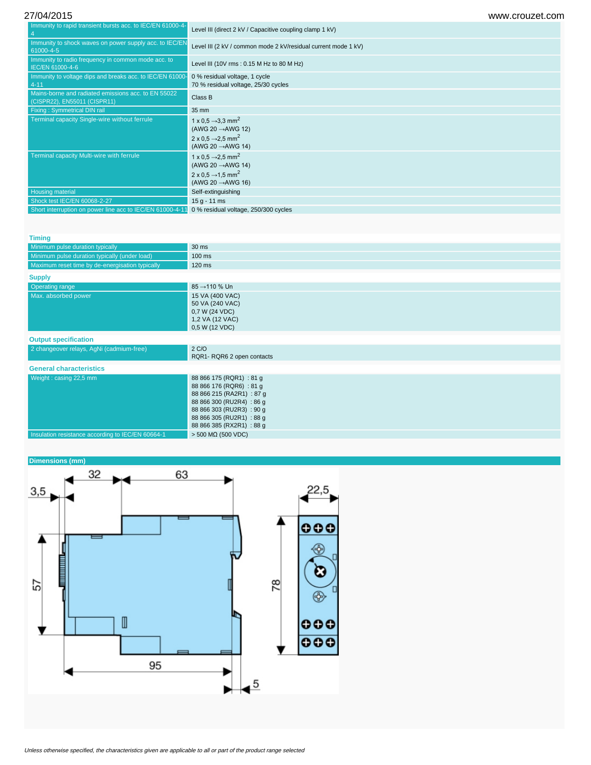| | |
|---|---|
| Immunity to rapid transient bursts acc. to IEC/EN 61000-4-4 | Level III (direct 2 kV / Capacitive coupling clamp 1 kV) |
| Immunity to shock waves on power supply acc. to IEC/EN 61000-4-5 | Level III (2 kV / common mode 2 kV/residual current mode 1 kV) |
| Immunity to radio frequency in common mode acc. to IEC/EN 61000-4-6 | Level III (10V rms : 0.15 M Hz to 80 M Hz) |
| Immunity to voltage dips and breaks acc. to IEC/EN 61000-4-11 | 0 % residual voltage, 1 cycle<br>70 % residual voltage, 25/30 cycles |
| Mains-borne and radiated emissions acc. to EN 55022 (CISPR22), EN55011 (CISPR11) | Class B |
| Fixing : Symmetrical DIN rail | 35 mm |
| Terminal capacity Single-wire without ferrule | 1 x 0,5 →3,3 mm$^2$<br>(AWG 20 →AWG 12)<br>2 x 0,5 →2,5 mm$^2$<br>(AWG 20 →AWG 14) |
| Terminal capacity Multi-wire with ferrule | 1 x 0,5 →2,5 mm$^2$<br>(AWG 20 →AWG 14)<br>2 x 0,5 →1,5 mm$^2$<br>(AWG 20 →AWG 16) |
| Housing material | Self-extinguishing |
| Shock test IEC/EN 60068-2-27 | 15 g - 11 ms |
| Short interruption on power line acc to IEC/EN 61000-4-11 | 0 % residual voltage, 250/300 cycles |

## Timing

| | |
|---|---|
| Minimum pulse duration typically | 30 ms |
| Minimum pulse duration typically (under load) | 100 ms |
| Maximum reset time by de-energisation typically | 120 ms |

## Supply

| | |
|---|---|
| Operating range | 85 →110 % Un |
| Max. absorbed power | 15 VA (400 VAC)<br>50 VA (240 VAC)<br>0,7 W (24 VDC)<br>1,2 VA (12 VAC)<br>0,5 W (12 VDC) |

## Output specification

| | |
|---|---|
| 2 changeover relays, AgNi (cadmium-free) | 2 C/O<br>RQR1- RQR6 2 open contacts |

## General characteristics

| | |
|---|---|
| Weight : casing 22,5 mm | 88 866 175 (RQR1) : 81 g<br>88 866 176 (RQR6) : 81 g<br>88 866 215 (RA2R1) : 87 g<br>88 866 300 (RU2R4) : 86 g<br>88 866 303 (RU2R3) : 90 g<br>88 866 305 (RU2R1) : 88 g<br>88 866 385 (RX2R1) : 88 g |
| Insulation resistance according to IEC/EN 60664-1 | > 500 MΩ (500 VDC) |

## Dimensions (mm)

*Unless otherwise specified, the characteristics given are applicable to all or part of the product range selected*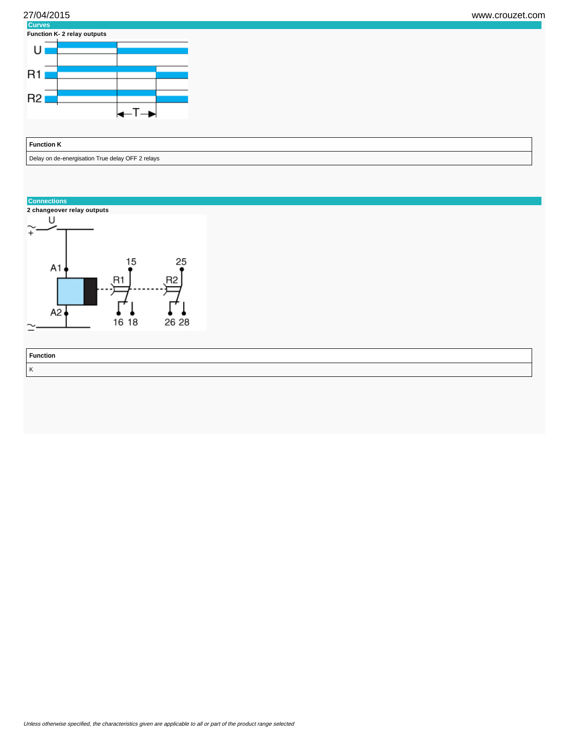## Curves

**Function K- 2 relay outputs**

U

R1

R2

T

| Function K |
| --- |
| Delay on de-energisation True delay OFF 2 relays |

## Connections

**2 changeover relay outputs**

U

A1

A2

15

25

R1

R2

16 18

26 28

| Function |
| --- |
| K |

*Unless otherwise specified, the characteristics given are applicable to all or part of the product range selected*